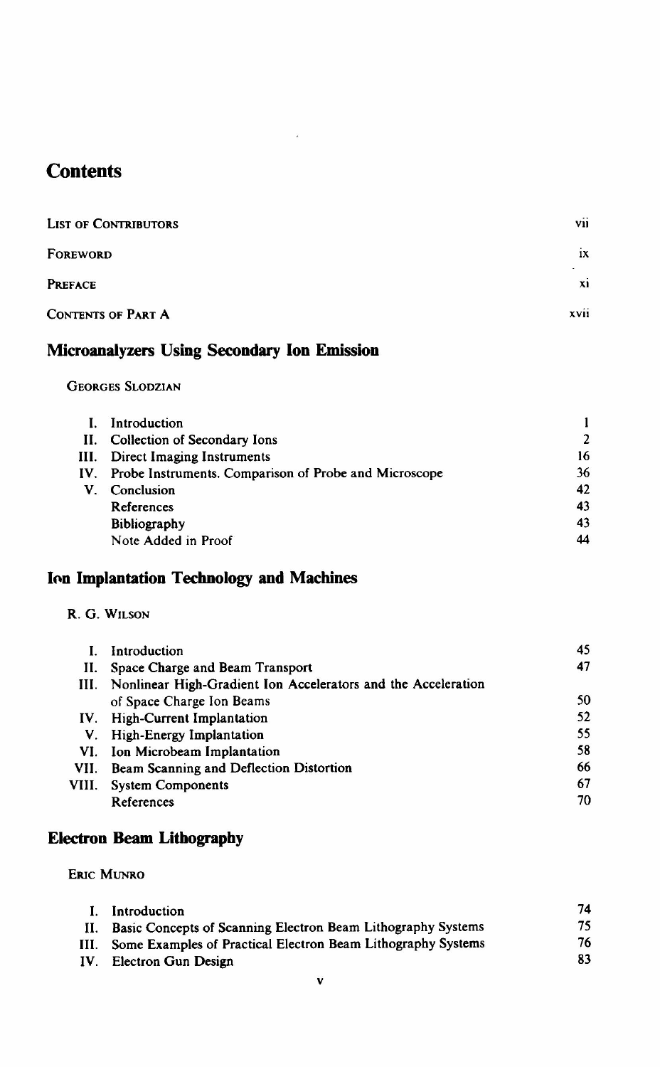# Contents

| | |
|---|---|
| List of Contributors | vii |
| Foreword | ix |
| Preface | xi |
| Contents of Part A | xvii |

## Microanalyzers Using Secondary Ion Emission

Georges Slodzian

| | | |
|---|---|---|
| I. | Introduction | 1 |
| II. | Collection of Secondary Ions | 2 |
| III. | Direct Imaging Instruments | 16 |
| IV. | Probe Instruments. Comparison of Probe and Microscope | 36 |
| V. | Conclusion | 42 |
| | References | 43 |
| | Bibliography | 43 |
| | Note Added in Proof | 44 |

## Ion Implantation Technology and Machines

R. G. Wilson

| | | |
|---|---|---|
| I. | Introduction | 45 |
| II. | Space Charge and Beam Transport | 47 |
| III. | Nonlinear High-Gradient Ion Accelerators and the Acceleration of Space Charge Ion Beams | 50 |
| IV. | High-Current Implantation | 52 |
| V. | High-Energy Implantation | 55 |
| VI. | Ion Microbeam Implantation | 58 |
| VII. | Beam Scanning and Deflection Distortion | 66 |
| VIII. | System Components | 67 |
| | References | 70 |

## Electron Beam Lithography

Eric Munro

| | | |
|---|---|---|
| I. | Introduction | 74 |
| II. | Basic Concepts of Scanning Electron Beam Lithography Systems | 75 |
| III. | Some Examples of Practical Electron Beam Lithography Systems | 76 |
| IV. | Electron Gun Design | 83 |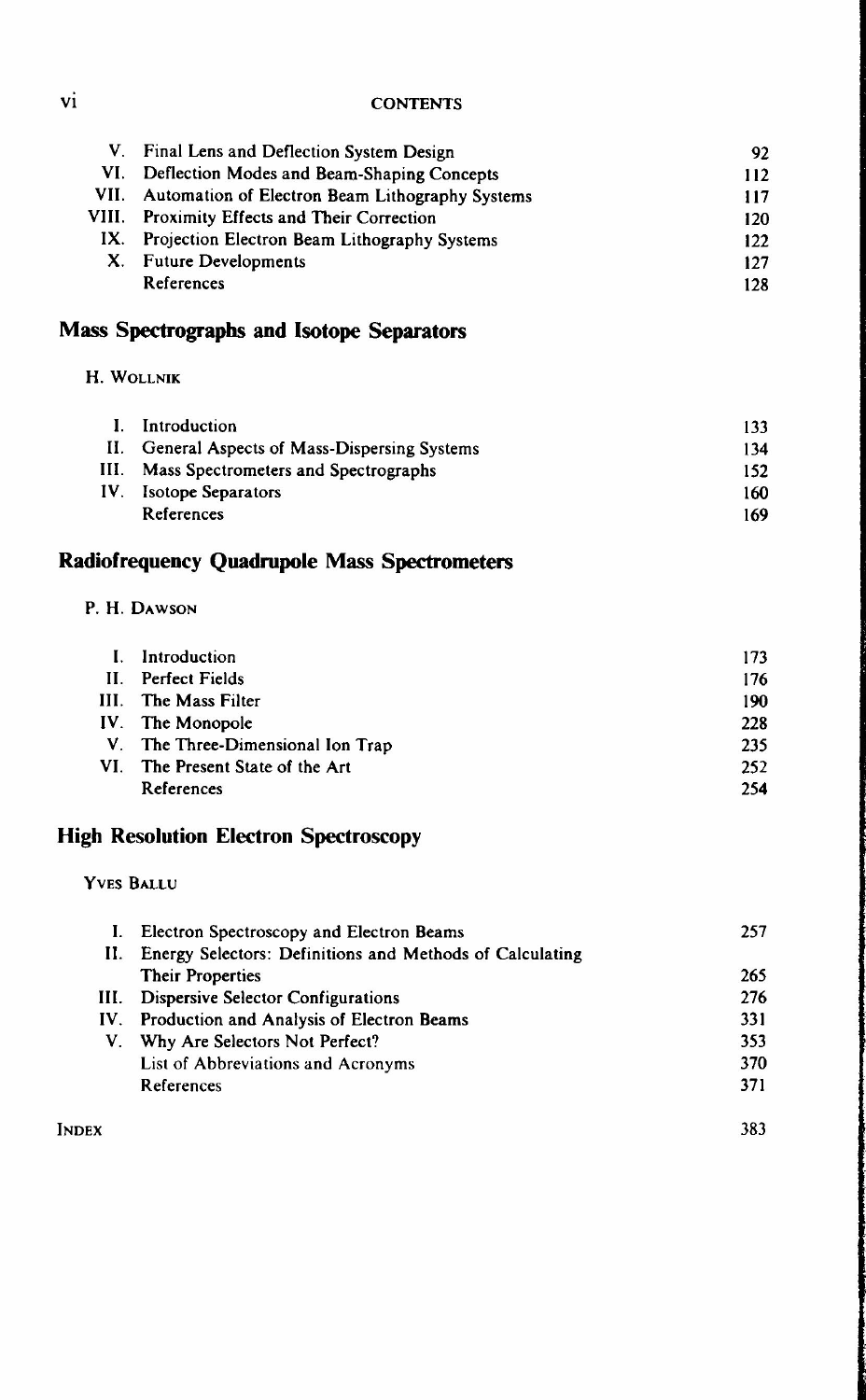| | | |
|---|---|---|
| V. | Final Lens and Deflection System Design | 92 |
| VI. | Deflection Modes and Beam-Shaping Concepts | 112 |
| VII. | Automation of Electron Beam Lithography Systems | 117 |
| VIII. | Proximity Effects and Their Correction | 120 |
| IX. | Projection Electron Beam Lithography Systems | 122 |
| X. | Future Developments | 127 |
| | References | 128 |

## Mass Spectrographs and Isotope Separators

H. WOLLNIK

| | | |
|---|---|---|
| I. | Introduction | 133 |
| II. | General Aspects of Mass-Dispersing Systems | 134 |
| III. | Mass Spectrometers and Spectrographs | 152 |
| IV. | Isotope Separators | 160 |
| | References | 169 |

## Radiofrequency Quadrupole Mass Spectrometers

P. H. DAWSON

| | | |
|---|---|---|
| I. | Introduction | 173 |
| II. | Perfect Fields | 176 |
| III. | The Mass Filter | 190 |
| IV. | The Monopole | 228 |
| V. | The Three-Dimensional Ion Trap | 235 |
| VI. | The Present State of the Art | 252 |
| | References | 254 |

## High Resolution Electron Spectroscopy

YVES BALLU

| | | |
|---|---|---|
| I. | Electron Spectroscopy and Electron Beams | 257 |
| II. | Energy Selectors: Definitions and Methods of Calculating Their Properties | 265 |
| III. | Dispersive Selector Configurations | 276 |
| IV. | Production and Analysis of Electron Beams | 331 |
| V. | Why Are Selectors Not Perfect? | 353 |
| | List of Abbreviations and Acronyms | 370 |
| | References | 371 |

INDEX 383